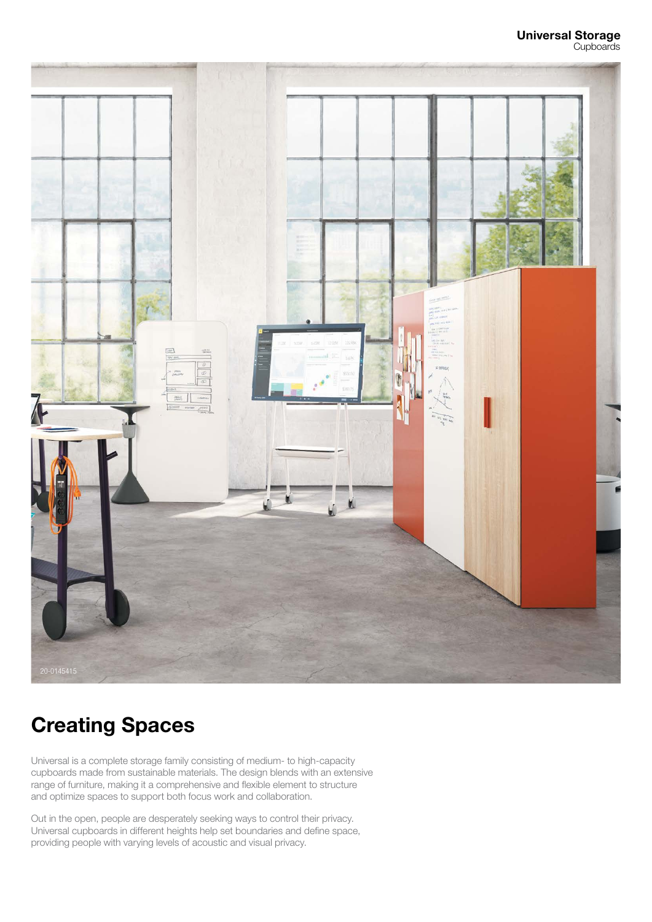# Creating Spaces

Universal is a complete storage family consisting of medium- to high-capacity cupboards made from sustainable materials. The design blends with an extensive range of furniture, making it a comprehensive and flexible element to structure and optimize spaces to support both focus work and collaboration.

Out in the open, people are desperately seeking ways to control their privacy. Universal cupboards in different heights help set boundaries and define space, providing people with varying levels of acoustic and visual privacy.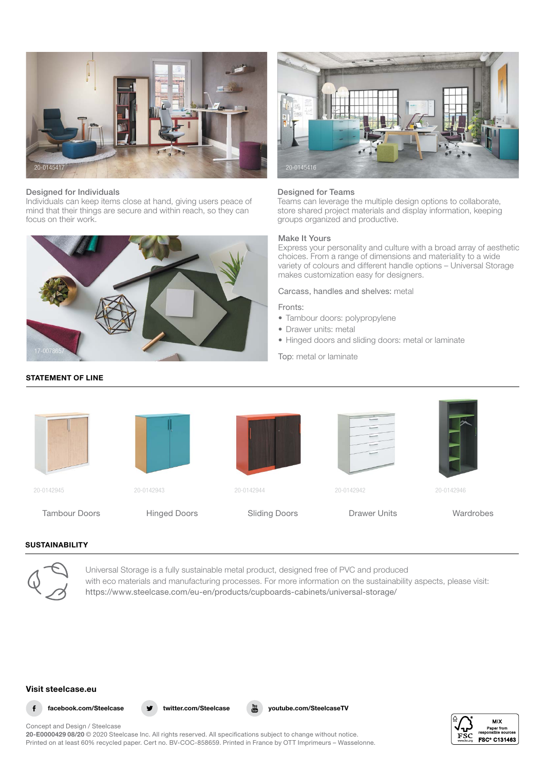20-0145417

### Designed for Individuals

Individuals can keep items close at hand, giving users peace of mind that their things are secure and within reach, so they can focus on their work.

20-0145416

### Designed for Teams

Teams can leverage the multiple design options to collaborate, store shared project materials and display information, keeping groups organized and productive.

17-0078657

### Make It Yours

Express your personality and culture with a broad array of aesthetic choices. From a range of dimensions and materiality to a wide variety of colours and different handle options – Universal Storage makes customization easy for designers.

Carcass, handles and shelves: metal

Fronts:

- Tambour doors: polypropylene
- Drawer units: metal
- Hinged doors and sliding doors: metal or laminate

Top: metal or laminate

## STATEMENT OF LINE

20-0142945

Tambour Doors

20-0142943

Hinged Doors

20-0142944

Sliding Doors

20-0142942

Drawer Units

20-0142946

Wardrobes

## SUSTAINABILITY

Universal Storage is a fully sustainable metal product, designed free of PVC and produced with eco materials and manufacturing processes. For more information on the sustainability aspects, please visit: https://www.steelcase.com/eu-en/products/cupboards-cabinets/universal-storage/

**Visit steelcase.eu**

**facebook.com/Steelcase** **twitter.com/Steelcase** **youtube.com/SteelcaseTV**

Concept and Design / Steelcase
**20-E0000429 08/20** © 2020 Steelcase Inc. All rights reserved. All specifications subject to change without notice.
Printed on at least 60% recycled paper. Cert no. BV-COC-858659. Printed in France by OTT Imprimeurs – Wasselonne.

MIX
Paper from responsible sources
FSC® C131463